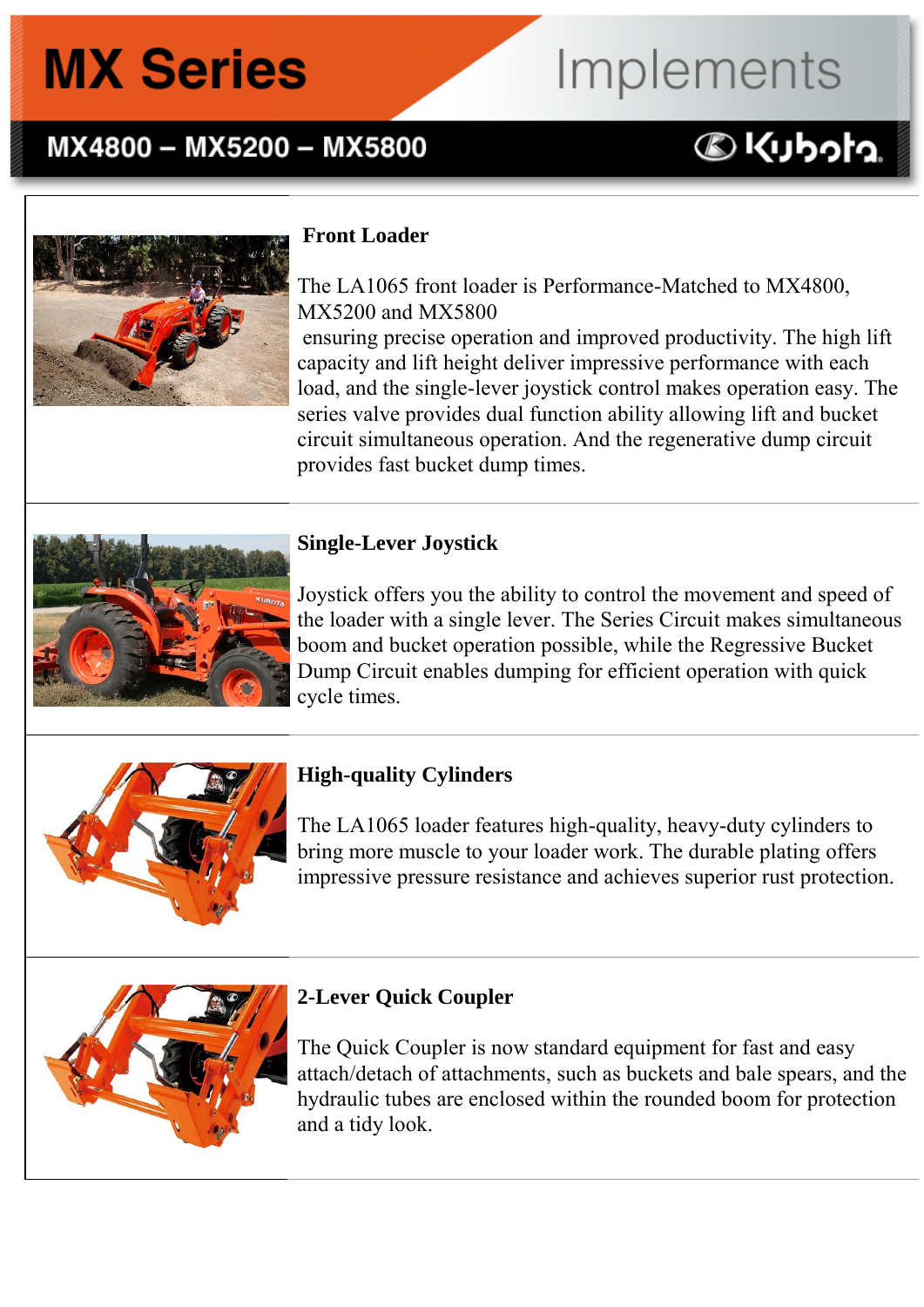# MX Series Implements

## MX4800 – MX5200 – MX5800

### Front Loader

The LA1065 front loader is Performance-Matched to MX4800, MX5200 and MX5800 ensuring precise operation and improved productivity. The high lift capacity and lift height deliver impressive performance with each load, and the single-lever joystick control makes operation easy. The series valve provides dual function ability allowing lift and bucket circuit simultaneous operation. And the regenerative dump circuit provides fast bucket dump times.

### Single-Lever Joystick

Joystick offers you the ability to control the movement and speed of the loader with a single lever. The Series Circuit makes simultaneous boom and bucket operation possible, while the Regressive Bucket Dump Circuit enables dumping for efficient operation with quick cycle times.

### High-quality Cylinders

The LA1065 loader features high-quality, heavy-duty cylinders to bring more muscle to your loader work. The durable plating offers impressive pressure resistance and achieves superior rust protection.

### 2-Lever Quick Coupler

The Quick Coupler is now standard equipment for fast and easy attach/detach of attachments, such as buckets and bale spears, and the hydraulic tubes are enclosed within the rounded boom for protection and a tidy look.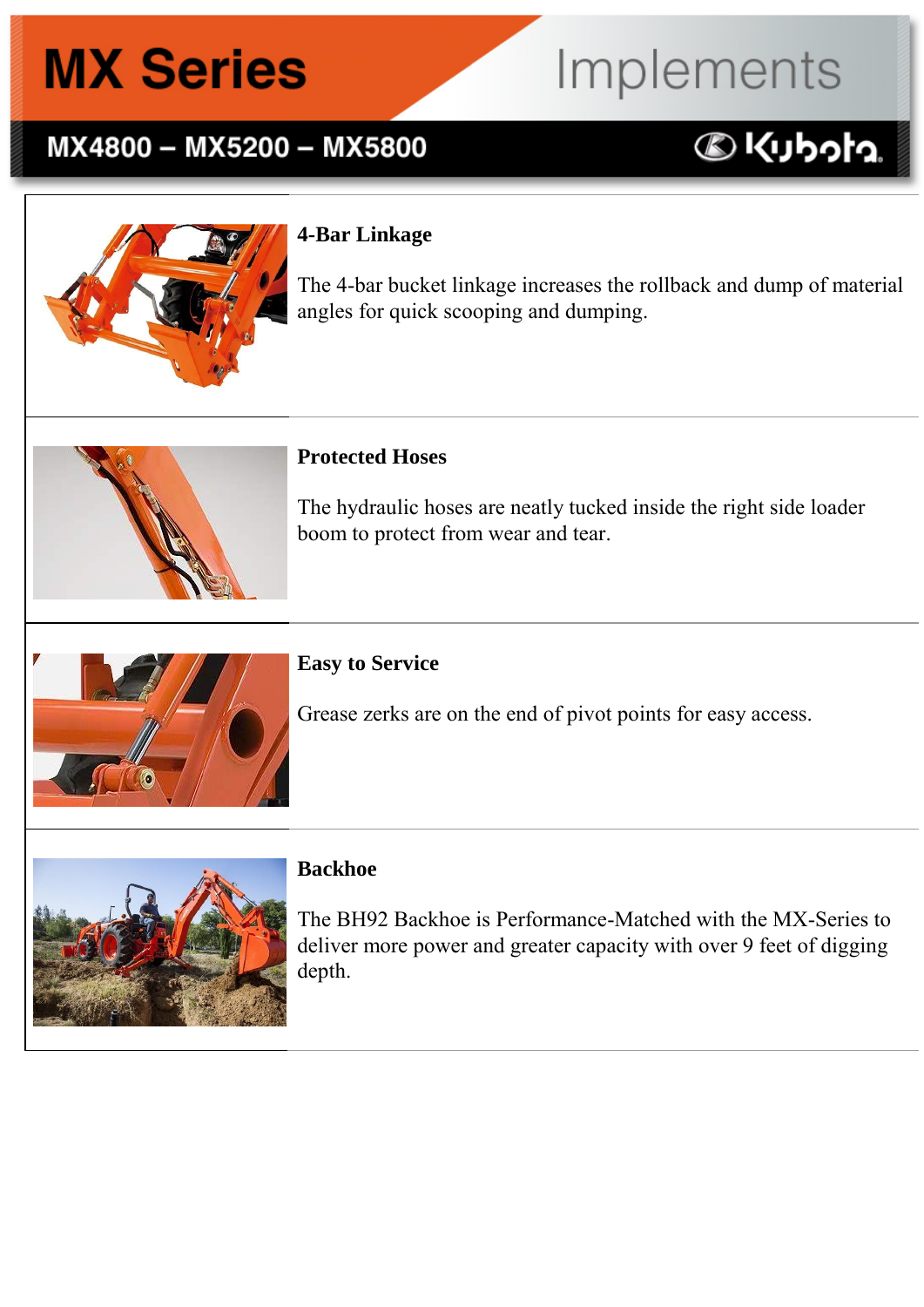# MX Series Implements

## MX4800 – MX5200 – MX5800

### 4-Bar Linkage

The 4-bar bucket linkage increases the rollback and dump of material angles for quick scooping and dumping.

### Protected Hoses

The hydraulic hoses are neatly tucked inside the right side loader boom to protect from wear and tear.

### Easy to Service

Grease zerks are on the end of pivot points for easy access.

### Backhoe

The BH92 Backhoe is Performance-Matched with the MX-Series to deliver more power and greater capacity with over 9 feet of digging depth.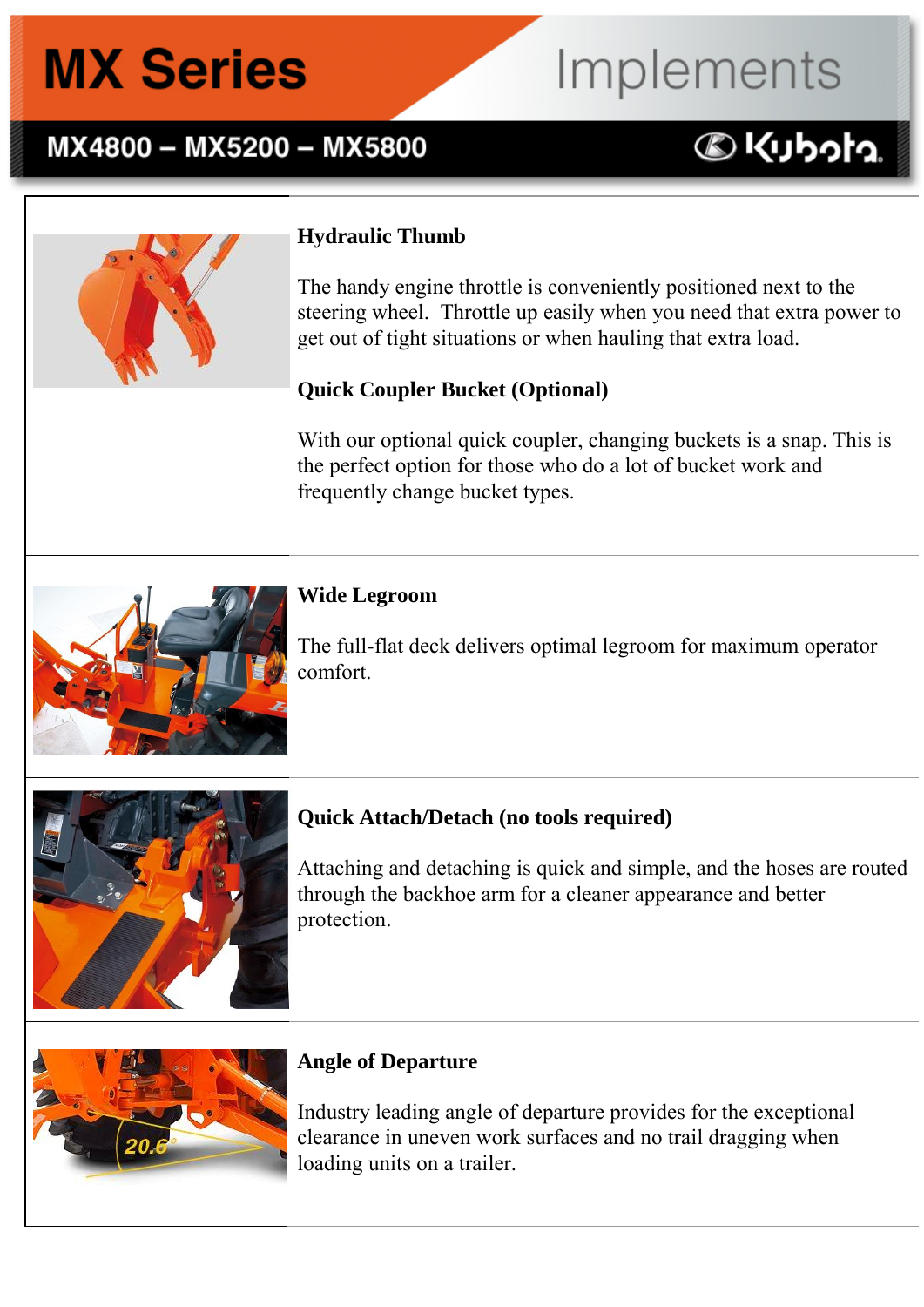# MX Series Implements

## MX4800 – MX5200 – MX5800

Kubota

### Hydraulic Thumb

The handy engine throttle is conveniently positioned next to the steering wheel. Throttle up easily when you need that extra power to get out of tight situations or when hauling that extra load.

### Quick Coupler Bucket (Optional)

With our optional quick coupler, changing buckets is a snap. This is the perfect option for those who do a lot of bucket work and frequently change bucket types.

### Wide Legroom

The full-flat deck delivers optimal legroom for maximum operator comfort.

### Quick Attach/Detach (no tools required)

Attaching and detaching is quick and simple, and the hoses are routed through the backhoe arm for a cleaner appearance and better protection.

### Angle of Departure

Industry leading angle of departure provides for the exceptional clearance in uneven work surfaces and no trail dragging when loading units on a trailer.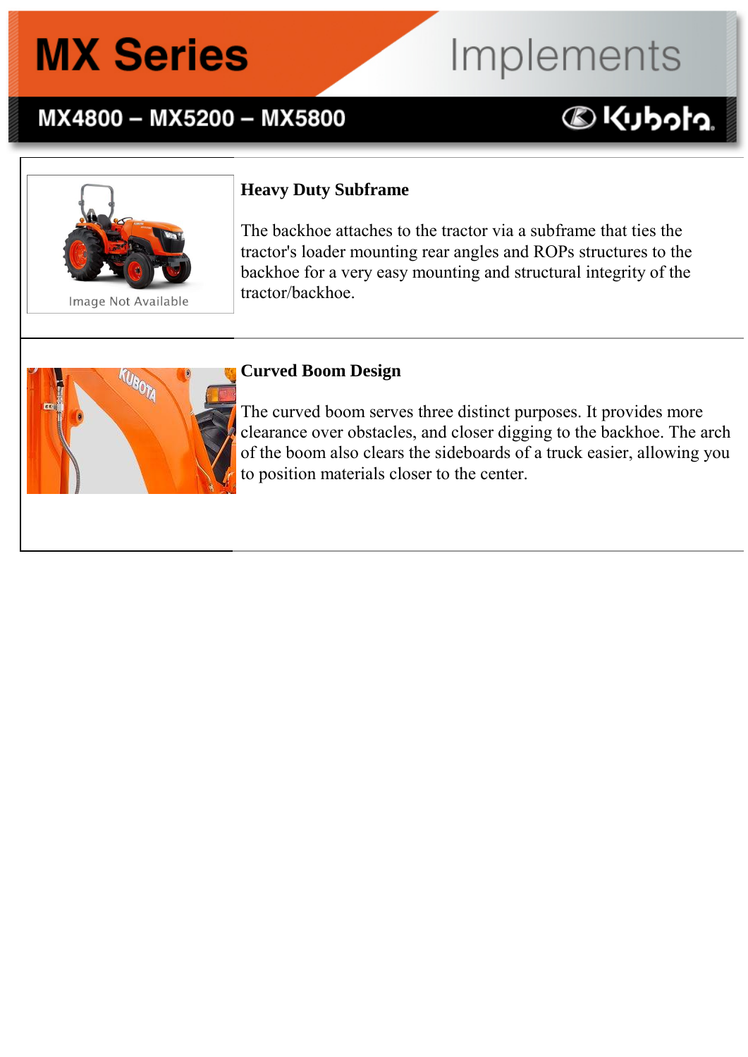### Heavy Duty Subframe

The backhoe attaches to the tractor via a subframe that ties the tractor's loader mounting rear angles and ROPs structures to the backhoe for a very easy mounting and structural integrity of the tractor/backhoe.

### Curved Boom Design

The curved boom serves three distinct purposes. It provides more clearance over obstacles, and closer digging to the backhoe. The arch of the boom also clears the sideboards of a truck easier, allowing you to position materials closer to the center.